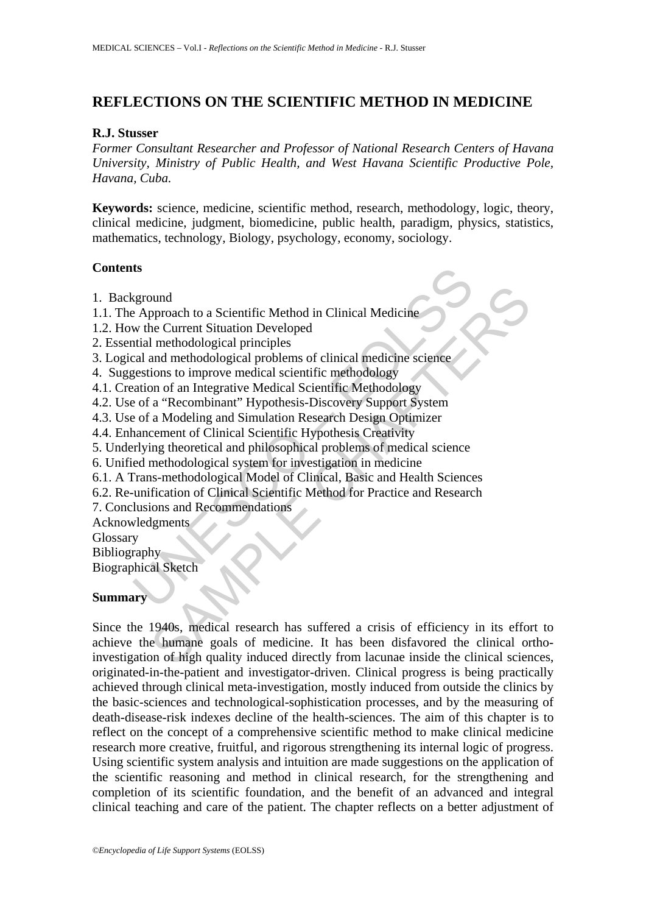# REFLECTIONS ON THE SCIENTIFIC METHOD IN MEDICINE

**R.J. Stusser**

*Former Consultant Researcher and Professor of National Research Centers of Havana University, Ministry of Public Health, and West Havana Scientific Productive Pole, Havana, Cuba.*

**Keywords:** science, medicine, scientific method, research, methodology, logic, theory, clinical medicine, judgment, biomedicine, public health, paradigm, physics, statistics, mathematics, technology, Biology, psychology, economy, sociology.

## Contents

1. Background
1.1. The Approach to a Scientific Method in Clinical Medicine
1.2. How the Current Situation Developed
2. Essential methodological principles
3. Logical and methodological problems of clinical medicine science
4. Suggestions to improve medical scientific methodology
4.1. Creation of an Integrative Medical Scientific Methodology
4.2. Use of a "Recombinant" Hypothesis-Discovery Support System
4.3. Use of a Modeling and Simulation Research Design Optimizer
4.4. Enhancement of Clinical Scientific Hypothesis Creativity
5. Underlying theoretical and philosophical problems of medical science
6. Unified methodological system for investigation in medicine
6.1. A Trans-methodological Model of Clinical, Basic and Health Sciences
6.2. Re-unification of Clinical Scientific Method for Practice and Research
7. Conclusions and Recommendations
Acknowledgments
Glossary
Bibliography
Biographical Sketch

## Summary

Since the 1940s, medical research has suffered a crisis of efficiency in its effort to achieve the humane goals of medicine. It has been disfavored the clinical ortho-investigation of high quality induced directly from lacunae inside the clinical sciences, originated-in-the-patient and investigator-driven. Clinical progress is being practically achieved through clinical meta-investigation, mostly induced from outside the clinics by the basic-sciences and technological-sophistication processes, and by the measuring of death-disease-risk indexes decline of the health-sciences. The aim of this chapter is to reflect on the concept of a comprehensive scientific method to make clinical medicine research more creative, fruitful, and rigorous strengthening its internal logic of progress. Using scientific system analysis and intuition are made suggestions on the application of the scientific reasoning and method in clinical research, for the strengthening and completion of its scientific foundation, and the benefit of an advanced and integral clinical teaching and care of the patient. The chapter reflects on a better adjustment of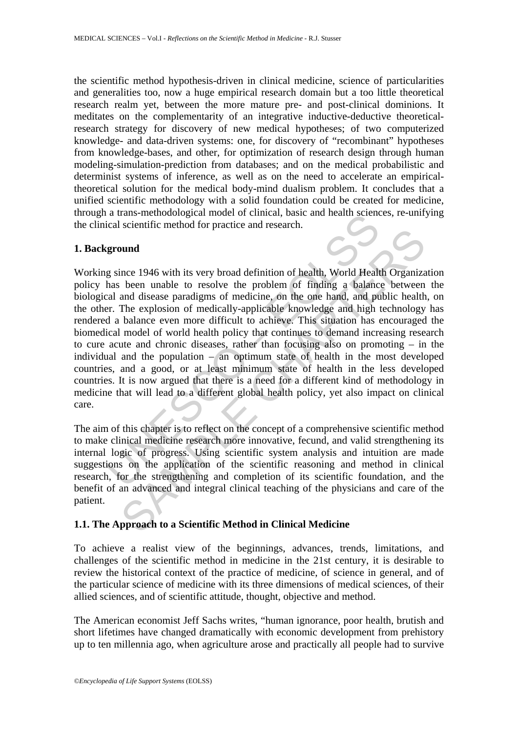the scientific method hypothesis-driven in clinical medicine, science of particularities and generalities too, now a huge empirical research domain but a too little theoretical research realm yet, between the more mature pre- and post-clinical dominions. It meditates on the complementarity of an integrative inductive-deductive theoretical-research strategy for discovery of new medical hypotheses; of two computerized knowledge- and data-driven systems: one, for discovery of "recombinant" hypotheses from knowledge-bases, and other, for optimization of research design through human modeling-simulation-prediction from databases; and on the medical probabilistic and determinist systems of inference, as well as on the need to accelerate an empirical-theoretical solution for the medical body-mind dualism problem. It concludes that a unified scientific methodology with a solid foundation could be created for medicine, through a trans-methodological model of clinical, basic and health sciences, re-unifying the clinical scientific method for practice and research.

## 1. Background

Working since 1946 with its very broad definition of health, World Health Organization policy has been unable to resolve the problem of finding a balance between the biological and disease paradigms of medicine, on the one hand, and public health, on the other. The explosion of medically-applicable knowledge and high technology has rendered a balance even more difficult to achieve. This situation has encouraged the biomedical model of world health policy that continues to demand increasing research to cure acute and chronic diseases, rather than focusing also on promoting – in the individual and the population – an optimum state of health in the most developed countries, and a good, or at least minimum state of health in the less developed countries. It is now argued that there is a need for a different kind of methodology in medicine that will lead to a different global health policy, yet also impact on clinical care.

The aim of this chapter is to reflect on the concept of a comprehensive scientific method to make clinical medicine research more innovative, fecund, and valid strengthening its internal logic of progress. Using scientific system analysis and intuition are made suggestions on the application of the scientific reasoning and method in clinical research, for the strengthening and completion of its scientific foundation, and the benefit of an advanced and integral clinical teaching of the physicians and care of the patient.

### 1.1. The Approach to a Scientific Method in Clinical Medicine

To achieve a realist view of the beginnings, advances, trends, limitations, and challenges of the scientific method in medicine in the 21st century, it is desirable to review the historical context of the practice of medicine, of science in general, and of the particular science of medicine with its three dimensions of medical sciences, of their allied sciences, and of scientific attitude, thought, objective and method.

The American economist Jeff Sachs writes, "human ignorance, poor health, brutish and short lifetimes have changed dramatically with economic development from prehistory up to ten millennia ago, when agriculture arose and practically all people had to survive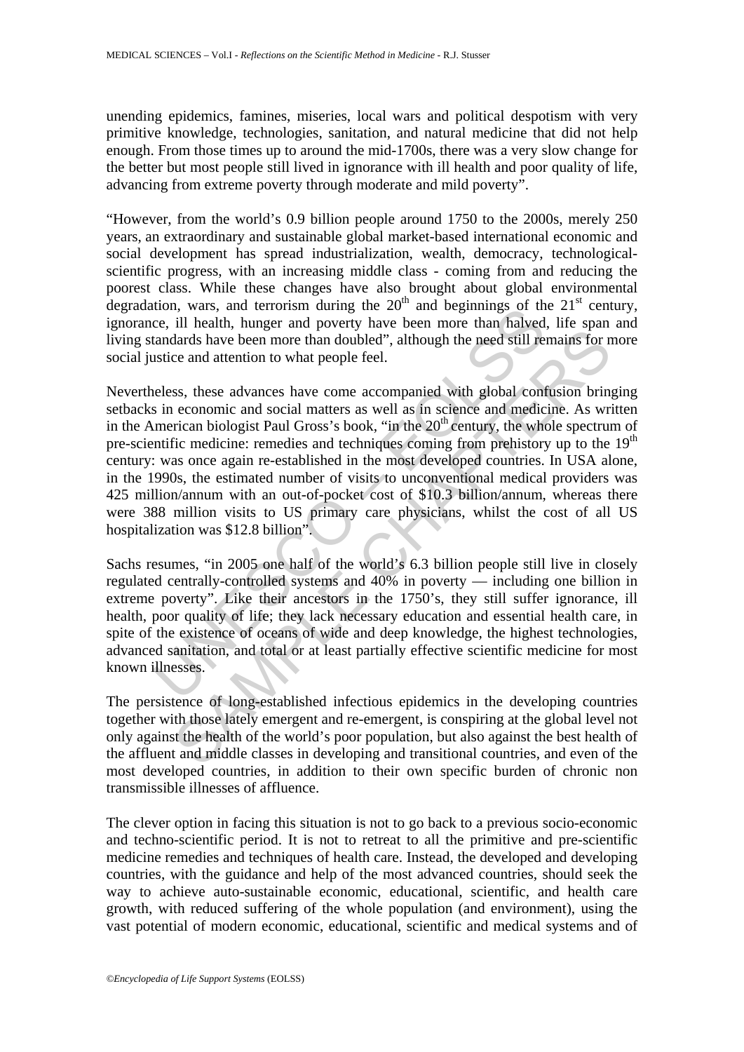unending epidemics, famines, miseries, local wars and political despotism with very primitive knowledge, technologies, sanitation, and natural medicine that did not help enough. From those times up to around the mid-1700s, there was a very slow change for the better but most people still lived in ignorance with ill health and poor quality of life, advancing from extreme poverty through moderate and mild poverty".

"However, from the world's 0.9 billion people around 1750 to the 2000s, merely 250 years, an extraordinary and sustainable global market-based international economic and social development has spread industrialization, wealth, democracy, technological-scientific progress, with an increasing middle class - coming from and reducing the poorest class. While these changes have also brought about global environmental degradation, wars, and terrorism during the 20th and beginnings of the 21st century, ignorance, ill health, hunger and poverty have been more than halved, life span and living standards have been more than doubled", although the need still remains for more social justice and attention to what people feel.

Nevertheless, these advances have come accompanied with global confusion bringing setbacks in economic and social matters as well as in science and medicine. As written in the American biologist Paul Gross's book, "in the 20th century, the whole spectrum of pre-scientific medicine: remedies and techniques coming from prehistory up to the 19th century: was once again re-established in the most developed countries. In USA alone, in the 1990s, the estimated number of visits to unconventional medical providers was 425 million/annum with an out-of-pocket cost of $10.3 billion/annum, whereas there were 388 million visits to US primary care physicians, whilst the cost of all US hospitalization was $12.8 billion".

Sachs resumes, "in 2005 one half of the world's 6.3 billion people still live in closely regulated centrally-controlled systems and 40% in poverty — including one billion in extreme poverty". Like their ancestors in the 1750's, they still suffer ignorance, ill health, poor quality of life; they lack necessary education and essential health care, in spite of the existence of oceans of wide and deep knowledge, the highest technologies, advanced sanitation, and total or at least partially effective scientific medicine for most known illnesses.

The persistence of long-established infectious epidemics in the developing countries together with those lately emergent and re-emergent, is conspiring at the global level not only against the health of the world's poor population, but also against the best health of the affluent and middle classes in developing and transitional countries, and even of the most developed countries, in addition to their own specific burden of chronic non transmissible illnesses of affluence.

The clever option in facing this situation is not to go back to a previous socio-economic and techno-scientific period. It is not to retreat to all the primitive and pre-scientific medicine remedies and techniques of health care. Instead, the developed and developing countries, with the guidance and help of the most advanced countries, should seek the way to achieve auto-sustainable economic, educational, scientific, and health care growth, with reduced suffering of the whole population (and environment), using the vast potential of modern economic, educational, scientific and medical systems and of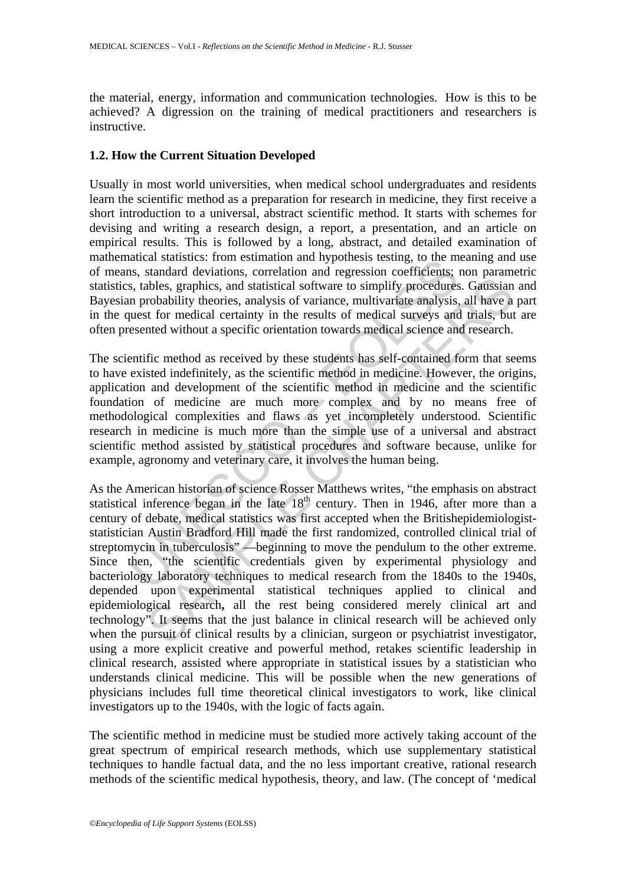the material, energy, information and communication technologies. How is this to be achieved? A digression on the training of medical practitioners and researchers is instructive.

### 1.2. How the Current Situation Developed

Usually in most world universities, when medical school undergraduates and residents learn the scientific method as a preparation for research in medicine, they first receive a short introduction to a universal, abstract scientific method. It starts with schemes for devising and writing a research design, a report, a presentation, and an article on empirical results. This is followed by a long, abstract, and detailed examination of mathematical statistics: from estimation and hypothesis testing, to the meaning and use of means, standard deviations, correlation and regression coefficients; non parametric statistics, tables, graphics, and statistical software to simplify procedures. Gaussian and Bayesian probability theories, analysis of variance, multivariate analysis, all have a part in the quest for medical certainty in the results of medical surveys and trials, but are often presented without a specific orientation towards medical science and research.

The scientific method as received by these students has self-contained form that seems to have existed indefinitely, as the scientific method in medicine. However, the origins, application and development of the scientific method in medicine and the scientific foundation of medicine are much more complex and by no means free of methodological complexities and flaws as yet incompletely understood. Scientific research in medicine is much more than the simple use of a universal and abstract scientific method assisted by statistical procedures and software because, unlike for example, agronomy and veterinary care, it involves the human being.

As the American historian of science Rosser Matthews writes, "the emphasis on abstract statistical inference began in the late 18th century. Then in 1946, after more than a century of debate, medical statistics was first accepted when the Britishepidemiologist-statistician Austin Bradford Hill made the first randomized, controlled clinical trial of streptomycin in tuberculosis" —beginning to move the pendulum to the other extreme. Since then, "the scientific credentials given by experimental physiology and bacteriology laboratory techniques to medical research from the 1840s to the 1940s, depended upon experimental statistical techniques applied to clinical and epidemiological research**,** all the rest being considered merely clinical art and technology". It seems that the just balance in clinical research will be achieved only when the pursuit of clinical results by a clinician, surgeon or psychiatrist investigator, using a more explicit creative and powerful method, retakes scientific leadership in clinical research, assisted where appropriate in statistical issues by a statistician who understands clinical medicine. This will be possible when the new generations of physicians includes full time theoretical clinical investigators to work, like clinical investigators up to the 1940s, with the logic of facts again.

The scientific method in medicine must be studied more actively taking account of the great spectrum of empirical research methods, which use supplementary statistical techniques to handle factual data, and the no less important creative, rational research methods of the scientific medical hypothesis, theory, and law. (The concept of 'medical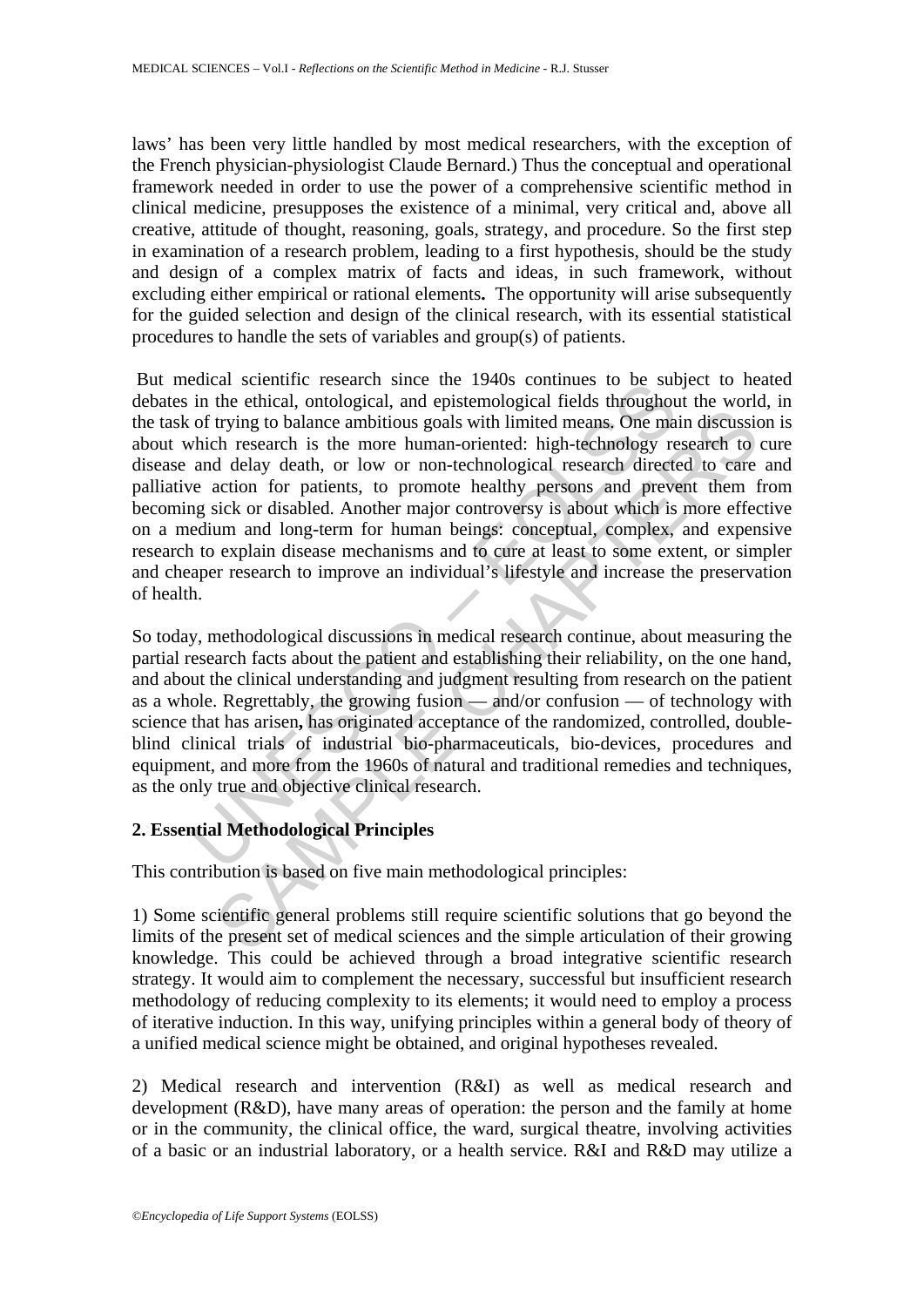laws' has been very little handled by most medical researchers, with the exception of the French physician-physiologist Claude Bernard.) Thus the conceptual and operational framework needed in order to use the power of a comprehensive scientific method in clinical medicine, presupposes the existence of a minimal, very critical and, above all creative, attitude of thought, reasoning, goals, strategy, and procedure. So the first step in examination of a research problem, leading to a first hypothesis, should be the study and design of a complex matrix of facts and ideas, in such framework, without excluding either empirical or rational elements**.** The opportunity will arise subsequently for the guided selection and design of the clinical research, with its essential statistical procedures to handle the sets of variables and group(s) of patients.

But medical scientific research since the 1940s continues to be subject to heated debates in the ethical, ontological, and epistemological fields throughout the world, in the task of trying to balance ambitious goals with limited means. One main discussion is about which research is the more human-oriented: high-technology research to cure disease and delay death, or low or non-technological research directed to care and palliative action for patients, to promote healthy persons and prevent them from becoming sick or disabled. Another major controversy is about which is more effective on a medium and long-term for human beings: conceptual, complex, and expensive research to explain disease mechanisms and to cure at least to some extent, or simpler and cheaper research to improve an individual's lifestyle and increase the preservation of health.

So today, methodological discussions in medical research continue, about measuring the partial research facts about the patient and establishing their reliability, on the one hand, and about the clinical understanding and judgment resulting from research on the patient as a whole. Regrettably, the growing fusion — and/or confusion — of technology with science that has arisen**,** has originated acceptance of the randomized, controlled, double-blind clinical trials of industrial bio-pharmaceuticals, bio-devices, procedures and equipment, and more from the 1960s of natural and traditional remedies and techniques, as the only true and objective clinical research.

## 2. Essential Methodological Principles

This contribution is based on five main methodological principles:

1) Some scientific general problems still require scientific solutions that go beyond the limits of the present set of medical sciences and the simple articulation of their growing knowledge. This could be achieved through a broad integrative scientific research strategy. It would aim to complement the necessary, successful but insufficient research methodology of reducing complexity to its elements; it would need to employ a process of iterative induction. In this way, unifying principles within a general body of theory of a unified medical science might be obtained, and original hypotheses revealed.

2) Medical research and intervention (R&I) as well as medical research and development (R&D), have many areas of operation: the person and the family at home or in the community, the clinical office, the ward, surgical theatre, involving activities of a basic or an industrial laboratory, or a health service. R&I and R&D may utilize a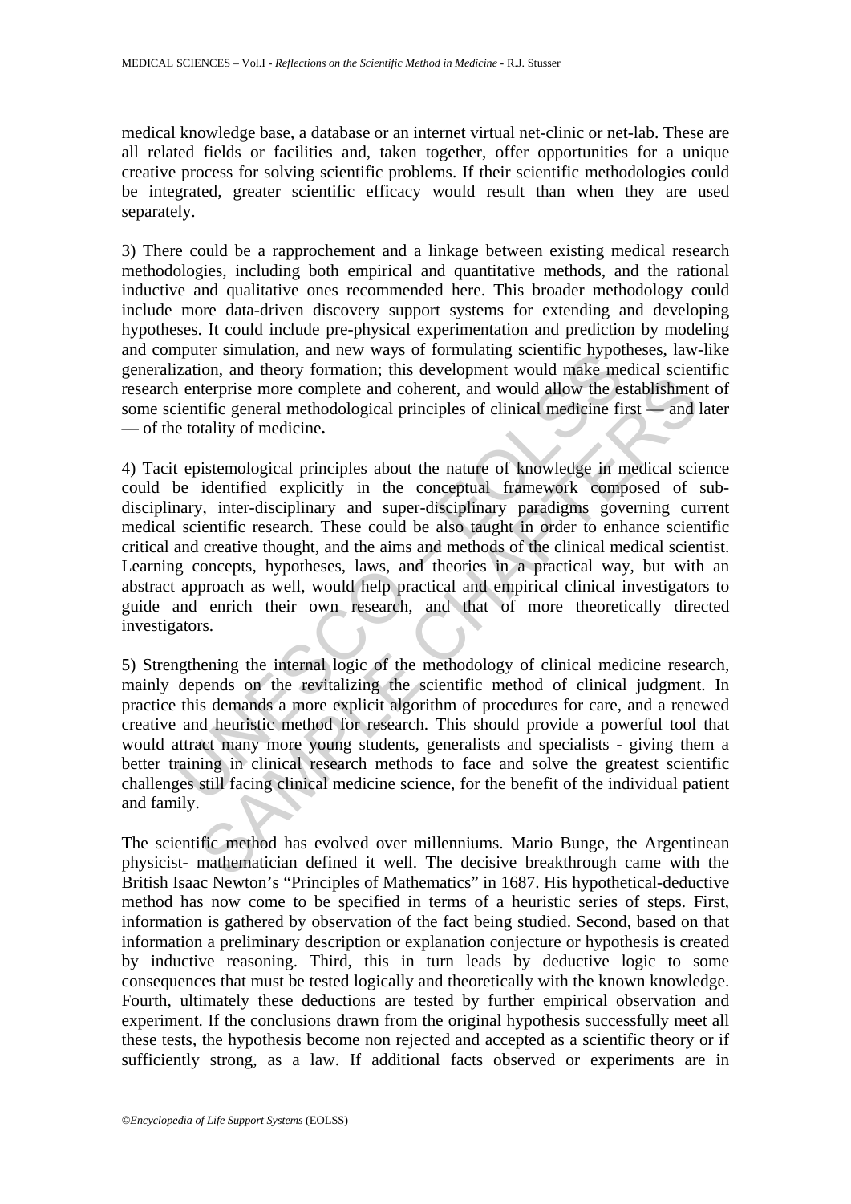medical knowledge base, a database or an internet virtual net-clinic or net-lab. These are all related fields or facilities and, taken together, offer opportunities for a unique creative process for solving scientific problems. If their scientific methodologies could be integrated, greater scientific efficacy would result than when they are used separately.

3) There could be a rapprochement and a linkage between existing medical research methodologies, including both empirical and quantitative methods, and the rational inductive and qualitative ones recommended here. This broader methodology could include more data-driven discovery support systems for extending and developing hypotheses. It could include pre-physical experimentation and prediction by modeling and computer simulation, and new ways of formulating scientific hypotheses, law-like generalization, and theory formation; this development would make medical scientific research enterprise more complete and coherent, and would allow the establishment of some scientific general methodological principles of clinical medicine first — and later — of the totality of medicine**.**

4) Tacit epistemological principles about the nature of knowledge in medical science could be identified explicitly in the conceptual framework composed of sub-disciplinary, inter-disciplinary and super-disciplinary paradigms governing current medical scientific research. These could be also taught in order to enhance scientific critical and creative thought, and the aims and methods of the clinical medical scientist. Learning concepts, hypotheses, laws, and theories in a practical way, but with an abstract approach as well, would help practical and empirical clinical investigators to guide and enrich their own research, and that of more theoretically directed investigators.

5) Strengthening the internal logic of the methodology of clinical medicine research, mainly depends on the revitalizing the scientific method of clinical judgment. In practice this demands a more explicit algorithm of procedures for care, and a renewed creative and heuristic method for research. This should provide a powerful tool that would attract many more young students, generalists and specialists - giving them a better training in clinical research methods to face and solve the greatest scientific challenges still facing clinical medicine science, for the benefit of the individual patient and family.

The scientific method has evolved over millenniums. Mario Bunge, the Argentinean physicist- mathematician defined it well. The decisive breakthrough came with the British Isaac Newton's "Principles of Mathematics" in 1687. His hypothetical-deductive method has now come to be specified in terms of a heuristic series of steps. First, information is gathered by observation of the fact being studied. Second, based on that information a preliminary description or explanation conjecture or hypothesis is created by inductive reasoning. Third, this in turn leads by deductive logic to some consequences that must be tested logically and theoretically with the known knowledge. Fourth, ultimately these deductions are tested by further empirical observation and experiment. If the conclusions drawn from the original hypothesis successfully meet all these tests, the hypothesis become non rejected and accepted as a scientific theory or if sufficiently strong, as a law. If additional facts observed or experiments are in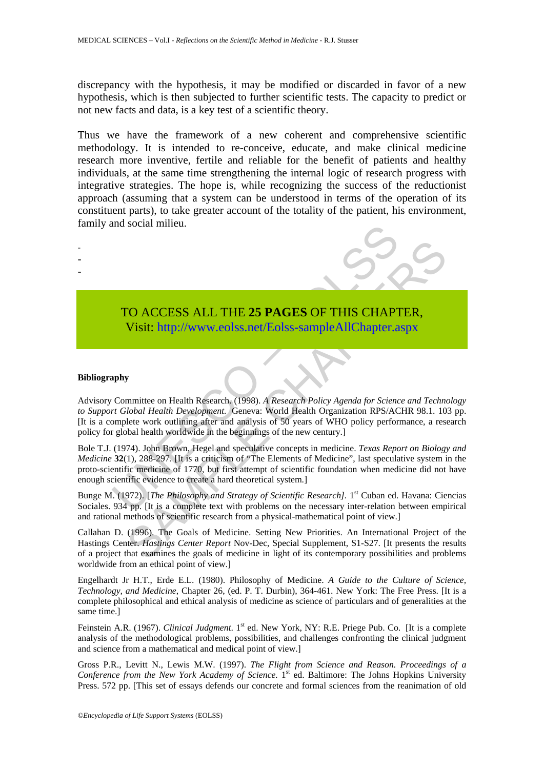discrepancy with the hypothesis, it may be modified or discarded in favor of a new hypothesis, which is then subjected to further scientific tests. The capacity to predict or not new facts and data, is a key test of a scientific theory.

Thus we have the framework of a new coherent and comprehensive scientific methodology. It is intended to re-conceive, educate, and make clinical medicine research more inventive, fertile and reliable for the benefit of patients and healthy individuals, at the same time strengthening the internal logic of research progress with integrative strategies. The hope is, while recognizing the success of the reductionist approach (assuming that a system can be understood in terms of the operation of its constituent parts), to take greater account of the totality of the patient, his environment, family and social milieu.

-
-
-

TO ACCESS ALL THE **25 PAGES** OF THIS CHAPTER,
Visit: http://www.eolss.net/Eolss-sampleAllChapter.aspx

**Bibliography**

Advisory Committee on Health Research. (1998). *A Research Policy Agenda for Science and Technology to Support Global Health Development.* Geneva: World Health Organization RPS/ACHR 98.1. 103 pp. [It is a complete work outlining after and analysis of 50 years of WHO policy performance, a research policy for global health worldwide in the beginnings of the new century.]

Bole T.J. (1974). John Brown, Hegel and speculative concepts in medicine. *Texas Report on Biology and Medicine* **32**(1), 288-297. [It is a criticism of "The Elements of Medicine", last speculative system in the proto-scientific medicine of 1770, but first attempt of scientific foundation when medicine did not have enough scientific evidence to create a hard theoretical system.]

Bunge M. (1972). [*The Philosophy and Strategy of Scientific Research]*. 1st Cuban ed. Havana: Ciencias Sociales. 934 pp. [It is a complete text with problems on the necessary inter-relation between empirical and rational methods of scientific research from a physical-mathematical point of view.]

Callahan D. (1996). The Goals of Medicine. Setting New Priorities. An International Project of the Hastings Center. *Hastings Center Report* Nov-Dec, Special Supplement, S1-S27. [It presents the results of a project that examines the goals of medicine in light of its contemporary possibilities and problems worldwide from an ethical point of view.]

Engelhardt Jr H.T., Erde E.L. (1980). Philosophy of Medicine. *A Guide to the Culture of Science, Technology, and Medicine*, Chapter 26, (ed. P. T. Durbin), 364-461. New York: The Free Press. [It is a complete philosophical and ethical analysis of medicine as science of particulars and of generalities at the same time.]

Feinstein A.R. (1967). *Clinical Judgment.* 1st ed. New York, NY: R.E. Priege Pub. Co. [It is a complete analysis of the methodological problems, possibilities, and challenges confronting the clinical judgment and science from a mathematical and medical point of view.]

Gross P.R., Levitt N., Lewis M.W. (1997). *The Flight from Science and Reason. Proceedings of a Conference from the New York Academy of Science.* 1st ed. Baltimore: The Johns Hopkins University Press. 572 pp. [This set of essays defends our concrete and formal sciences from the reanimation of old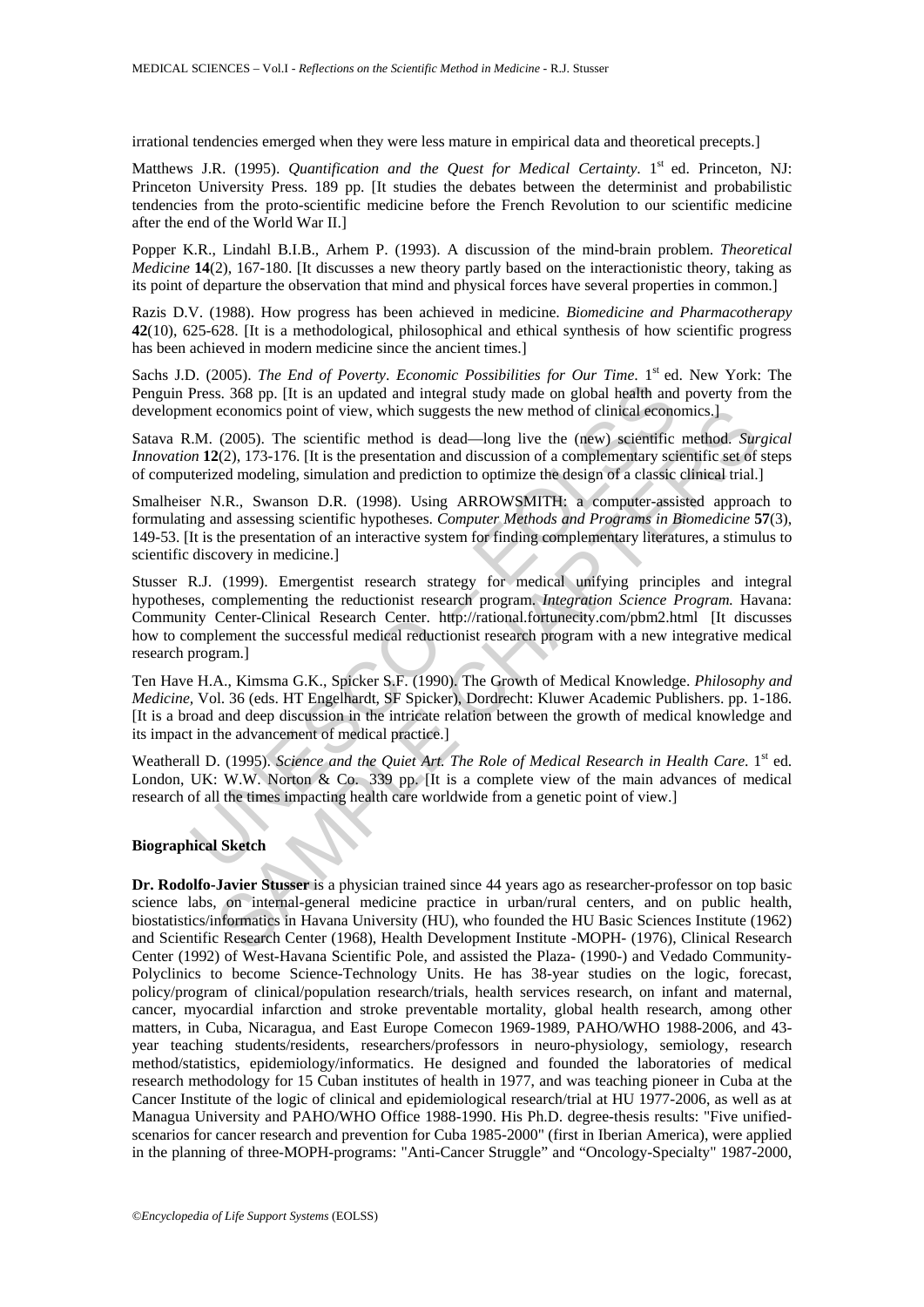irrational tendencies emerged when they were less mature in empirical data and theoretical precepts.]

Matthews J.R. (1995). *Quantification and the Quest for Medical Certainty*. 1st ed. Princeton, NJ: Princeton University Press. 189 pp. [It studies the debates between the determinist and probabilistic tendencies from the proto-scientific medicine before the French Revolution to our scientific medicine after the end of the World War II.]

Popper K.R., Lindahl B.I.B., Arhem P. (1993). A discussion of the mind-brain problem. *Theoretical Medicine* **14**(2), 167-180. [It discusses a new theory partly based on the interactionistic theory, taking as its point of departure the observation that mind and physical forces have several properties in common.]

Razis D.V. (1988). How progress has been achieved in medicine. *Biomedicine and Pharmacotherapy* **42**(10), 625-628. [It is a methodological, philosophical and ethical synthesis of how scientific progress has been achieved in modern medicine since the ancient times.]

Sachs J.D. (2005). *The End of Poverty. Economic Possibilities for Our Time*. 1st ed. New York: The Penguin Press. 368 pp. [It is an updated and integral study made on global health and poverty from the development economics point of view, which suggests the new method of clinical economics.]

Satava R.M. (2005). The scientific method is dead—long live the (new) scientific method. *Surgical Innovation* **12**(2), 173-176. [It is the presentation and discussion of a complementary scientific set of steps of computerized modeling, simulation and prediction to optimize the design of a classic clinical trial.]

Smalheiser N.R., Swanson D.R. (1998). Using ARROWSMITH: a computer-assisted approach to formulating and assessing scientific hypotheses. *Computer Methods and Programs in Biomedicine* **57**(3), 149-53. [It is the presentation of an interactive system for finding complementary literatures, a stimulus to scientific discovery in medicine.]

Stusser R.J. (1999). Emergentist research strategy for medical unifying principles and integral hypotheses, complementing the reductionist research program. *Integration Science Program.* Havana: Community Center-Clinical Research Center. http://rational.fortunecity.com/pbm2.html [It discusses how to complement the successful medical reductionist research program with a new integrative medical research program.]

Ten Have H.A., Kimsma G.K., Spicker S.F. (1990). The Growth of Medical Knowledge. *Philosophy and Medicine*, Vol. 36 (eds. HT Engelhardt, SF Spicker), Dordrecht: Kluwer Academic Publishers. pp. 1-186. [It is a broad and deep discussion in the intricate relation between the growth of medical knowledge and its impact in the advancement of medical practice.]

Weatherall D. (1995). *Science and the Quiet Art. The Role of Medical Research in Health Care*. 1st ed. London, UK: W.W. Norton & Co. 339 pp. [It is a complete view of the main advances of medical research of all the times impacting health care worldwide from a genetic point of view.]

## Biographical Sketch

**Dr. Rodolfo-Javier Stusser** is a physician trained since 44 years ago as researcher-professor on top basic science labs, on internal-general medicine practice in urban/rural centers, and on public health, biostatistics/informatics in Havana University (HU), who founded the HU Basic Sciences Institute (1962) and Scientific Research Center (1968), Health Development Institute -MOPH- (1976), Clinical Research Center (1992) of West-Havana Scientific Pole, and assisted the Plaza- (1990-) and Vedado Community-Polyclinics to become Science-Technology Units. He has 38-year studies on the logic, forecast, policy/program of clinical/population research/trials, health services research, on infant and maternal, cancer, myocardial infarction and stroke preventable mortality, global health research, among other matters, in Cuba, Nicaragua, and East Europe Comecon 1969-1989, PAHO/WHO 1988-2006, and 43-year teaching students/residents, researchers/professors in neuro-physiology, semiology, research method/statistics, epidemiology/informatics. He designed and founded the laboratories of medical research methodology for 15 Cuban institutes of health in 1977, and was teaching pioneer in Cuba at the Cancer Institute of the logic of clinical and epidemiological research/trial at HU 1977-2006, as well as at Managua University and PAHO/WHO Office 1988-1990. His Ph.D. degree-thesis results: "Five unified-scenarios for cancer research and prevention for Cuba 1985-2000" (first in Iberian America), were applied in the planning of three-MOPH-programs: "Anti-Cancer Struggle" and "Oncology-Specialty" 1987-2000,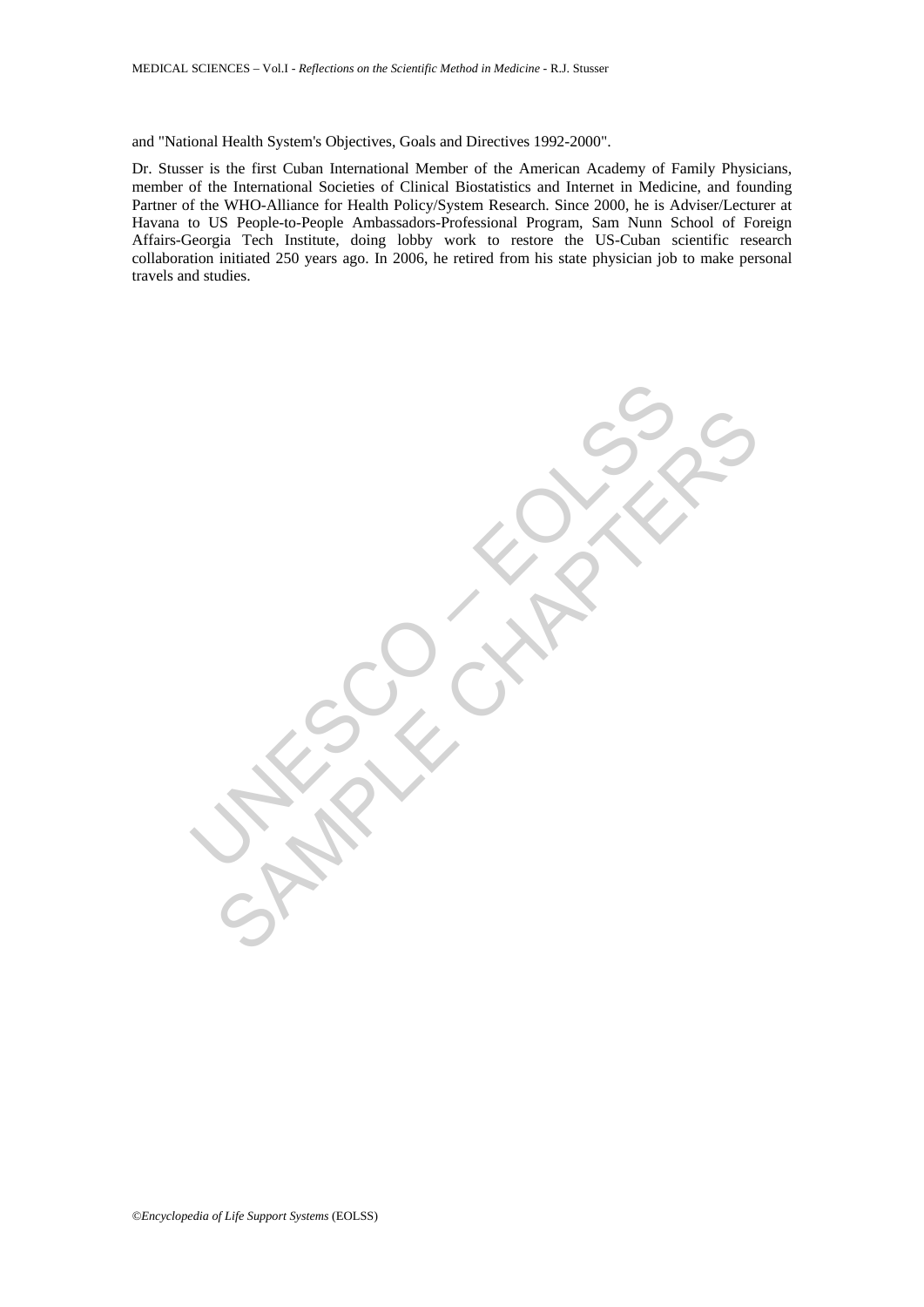and "National Health System's Objectives, Goals and Directives 1992-2000".

Dr. Stusser is the first Cuban International Member of the American Academy of Family Physicians, member of the International Societies of Clinical Biostatistics and Internet in Medicine, and founding Partner of the WHO-Alliance for Health Policy/System Research. Since 2000, he is Adviser/Lecturer at Havana to US People-to-People Ambassadors-Professional Program, Sam Nunn School of Foreign Affairs-Georgia Tech Institute, doing lobby work to restore the US-Cuban scientific research collaboration initiated 250 years ago. In 2006, he retired from his state physician job to make personal travels and studies.